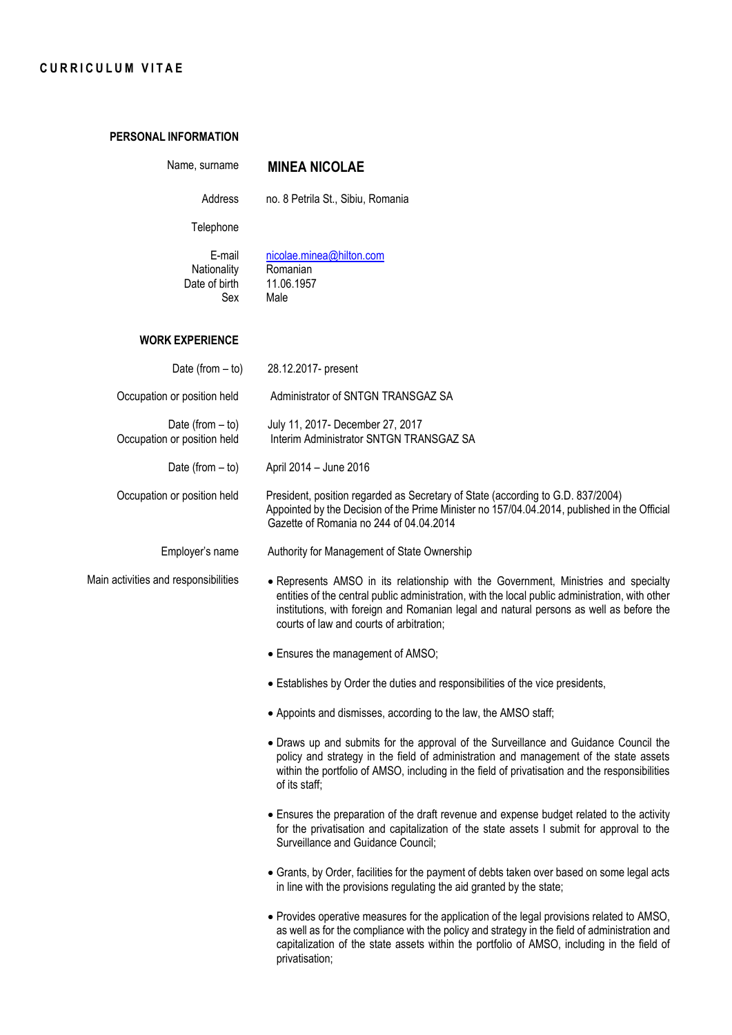# CURRICULUM VITAE

## PERSONAL INFORMATION

| | |
|---|---|
| Name, surname | **MINEA NICOLAE** |
| Address | no. 8 Petrila St., Sibiu, Romania |
| Telephone | |
| E-mail | nicolae.minea@hilton.com |
| Nationality | Romanian |
| Date of birth | 11.06.1957 |
| Sex | Male |

## WORK EXPERIENCE

**Date (from – to)** 28.12.2017- present

**Occupation or position held** Administrator of SNTGN TRANSGAZ SA

**Date (from – to)** July 11, 2017- December 27, 2017

**Occupation or position held** Interim Administrator SNTGN TRANSGAZ SA

**Date (from – to)** April 2014 – June 2016

**Occupation or position held** President, position regarded as Secretary of State (according to G.D. 837/2004) Appointed by the Decision of the Prime Minister no 157/04.04.2014, published in the Official Gazette of Romania no 244 of 04.04.2014

**Employer's name** Authority for Management of State Ownership

**Main activities and responsibilities**

- Represents AMSO in its relationship with the Government, Ministries and specialty entities of the central public administration, with the local public administration, with other institutions, with foreign and Romanian legal and natural persons as well as before the courts of law and courts of arbitration;
- Ensures the management of AMSO;
- Establishes by Order the duties and responsibilities of the vice presidents,
- Appoints and dismisses, according to the law, the AMSO staff;
- Draws up and submits for the approval of the Surveillance and Guidance Council the policy and strategy in the field of administration and management of the state assets within the portfolio of AMSO, including in the field of privatisation and the responsibilities of its staff;
- Ensures the preparation of the draft revenue and expense budget related to the activity for the privatisation and capitalization of the state assets I submit for approval to the Surveillance and Guidance Council;
- Grants, by Order, facilities for the payment of debts taken over based on some legal acts in line with the provisions regulating the aid granted by the state;
- Provides operative measures for the application of the legal provisions related to AMSO, as well as for the compliance with the policy and strategy in the field of administration and capitalization of the state assets within the portfolio of AMSO, including in the field of privatisation;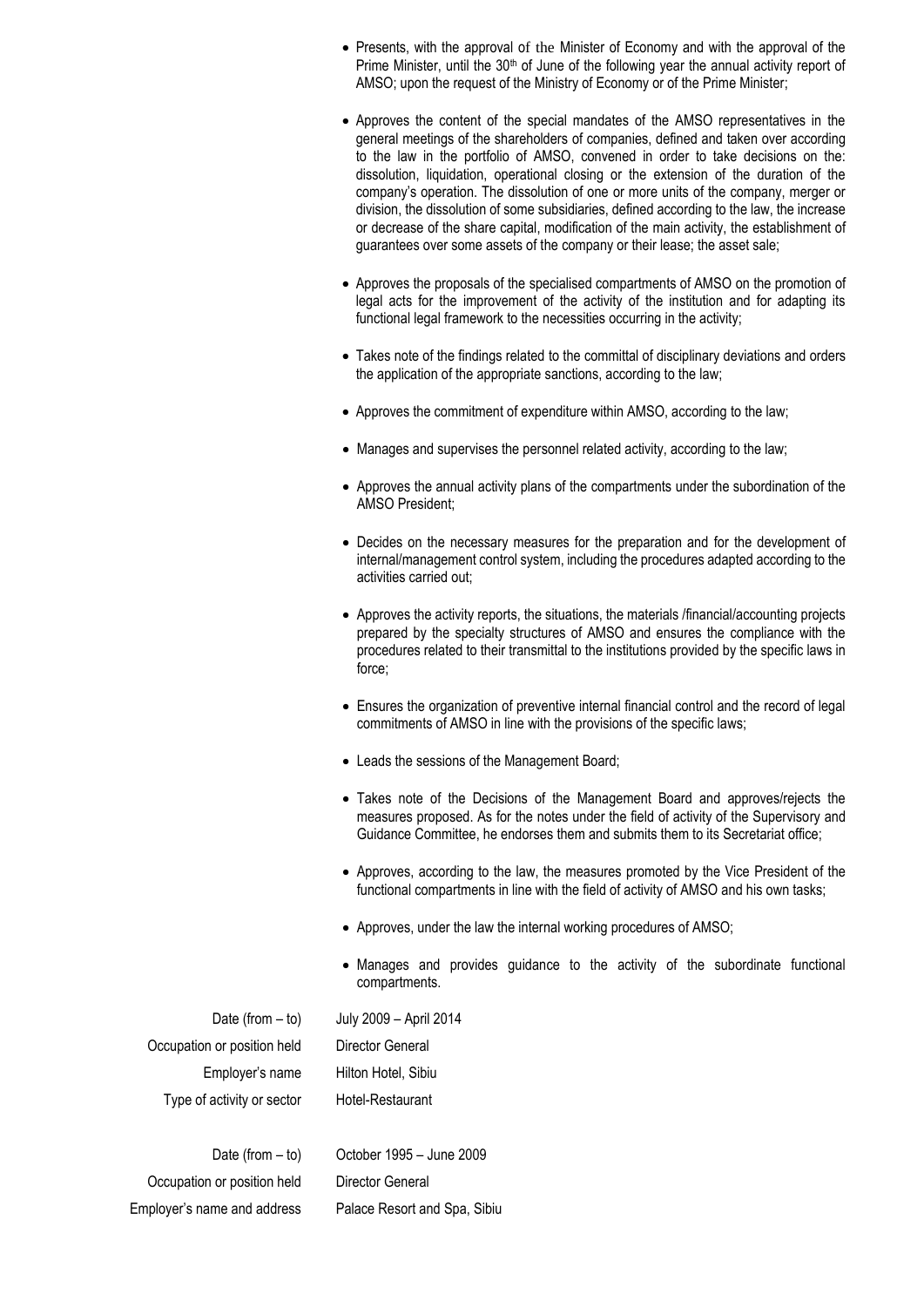- Presents, with the approval of the Minister of Economy and with the approval of the Prime Minister, until the 30th of June of the following year the annual activity report of AMSO; upon the request of the Ministry of Economy or of the Prime Minister;

- Approves the content of the special mandates of the AMSO representatives in the general meetings of the shareholders of companies, defined and taken over according to the law in the portfolio of AMSO, convened in order to take decisions on the: dissolution, liquidation, operational closing or the extension of the duration of the company's operation. The dissolution of one or more units of the company, merger or division, the dissolution of some subsidiaries, defined according to the law, the increase or decrease of the share capital, modification of the main activity, the establishment of guarantees over some assets of the company or their lease; the asset sale;

- Approves the proposals of the specialised compartments of AMSO on the promotion of legal acts for the improvement of the activity of the institution and for adapting its functional legal framework to the necessities occurring in the activity;

- Takes note of the findings related to the committal of disciplinary deviations and orders the application of the appropriate sanctions, according to the law;

- Approves the commitment of expenditure within AMSO, according to the law;

- Manages and supervises the personnel related activity, according to the law;

- Approves the annual activity plans of the compartments under the subordination of the AMSO President;

- Decides on the necessary measures for the preparation and for the development of internal/management control system, including the procedures adapted according to the activities carried out;

- Approves the activity reports, the situations, the materials /financial/accounting projects prepared by the specialty structures of AMSO and ensures the compliance with the procedures related to their transmittal to the institutions provided by the specific laws in force;

- Ensures the organization of preventive internal financial control and the record of legal commitments of AMSO in line with the provisions of the specific laws;

- Leads the sessions of the Management Board;

- Takes note of the Decisions of the Management Board and approves/rejects the measures proposed. As for the notes under the field of activity of the Supervisory and Guidance Committee, he endorses them and submits them to its Secretariat office;

- Approves, according to the law, the measures promoted by the Vice President of the functional compartments in line with the field of activity of AMSO and his own tasks;

- Approves, under the law the internal working procedures of AMSO;

- Manages and provides guidance to the activity of the subordinate functional compartments.

| | |
|---|---|
| Date (from – to) | July 2009 – April 2014 |
| Occupation or position held | Director General |
| Employer's name | Hilton Hotel, Sibiu |
| Type of activity or sector | Hotel-Restaurant |

| | |
|---|---|
| Date (from – to) | October 1995 – June 2009 |
| Occupation or position held | Director General |
| Employer's name and address | Palace Resort and Spa, Sibiu |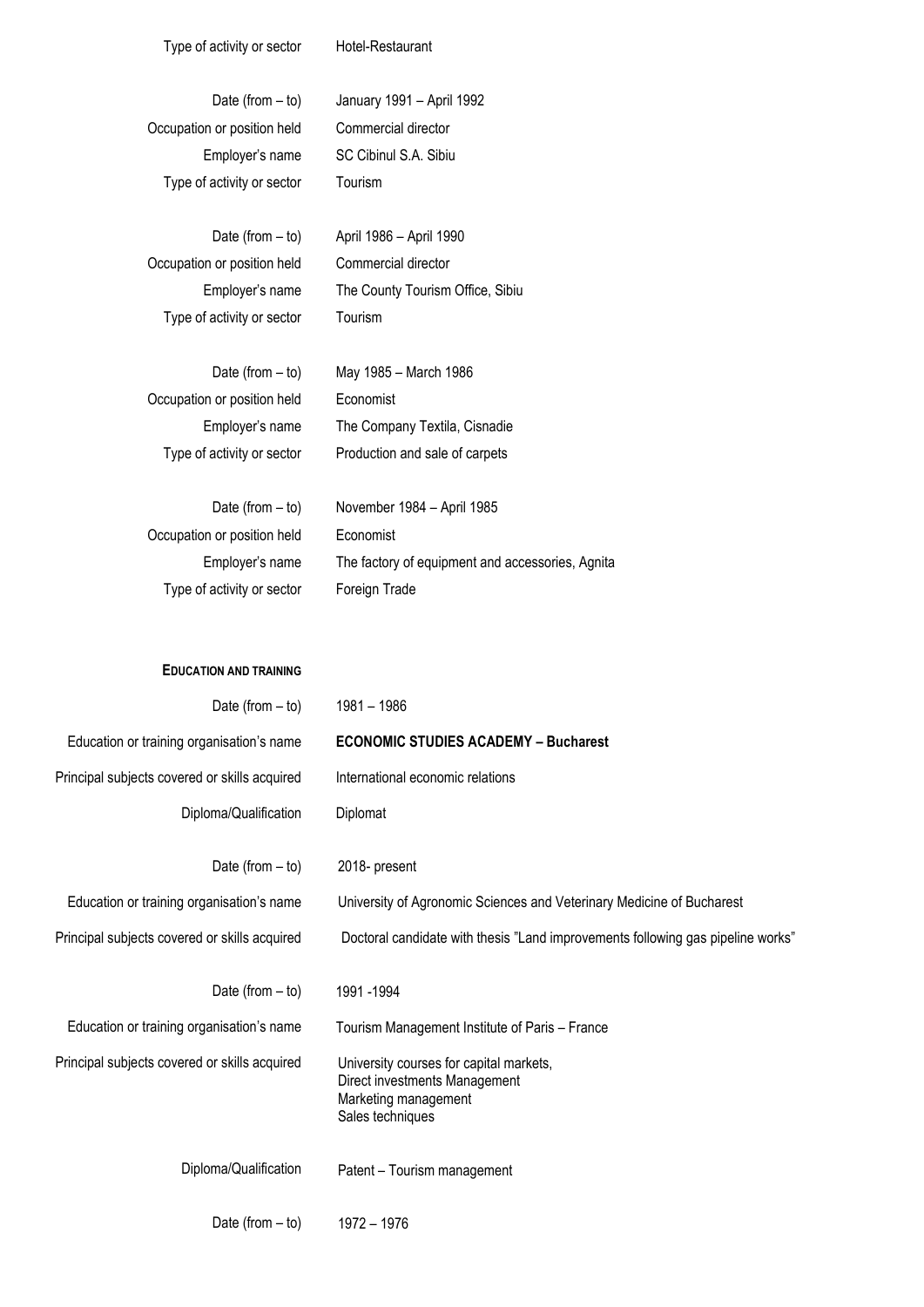| | |
|---|---|
| Type of activity or sector | Hotel-Restaurant |
| | |
| Date (from – to) | January 1991 – April 1992 |
| Occupation or position held | Commercial director |
| Employer's name | SC Cibinul S.A. Sibiu |
| Type of activity or sector | Tourism |
| | |
| Date (from – to) | April 1986 – April 1990 |
| Occupation or position held | Commercial director |
| Employer's name | The County Tourism Office, Sibiu |
| Type of activity or sector | Tourism |
| | |
| Date (from – to) | May 1985 – March 1986 |
| Occupation or position held | Economist |
| Employer's name | The Company Textila, Cisnadie |
| Type of activity or sector | Production and sale of carpets |
| | |
| Date (from – to) | November 1984 – April 1985 |
| Occupation or position held | Economist |
| Employer's name | The factory of equipment and accessories, Agnita |
| Type of activity or sector | Foreign Trade |

## EDUCATION AND TRAINING

| | |
|---|---|
| Date (from – to) | 1981 – 1986 |
| Education or training organisation's name | **ECONOMIC STUDIES ACADEMY – Bucharest** |
| Principal subjects covered or skills acquired | International economic relations |
| Diploma/Qualification | Diplomat |
| | |
| Date (from – to) | 2018- present |
| Education or training organisation's name | University of Agronomic Sciences and Veterinary Medicine of Bucharest |
| Principal subjects covered or skills acquired | Doctoral candidate with thesis "Land improvements following gas pipeline works" |
| | |
| Date (from – to) | 1991 -1994 |
| Education or training organisation's name | Tourism Management Institute of Paris – France |
| Principal subjects covered or skills acquired | University courses for capital markets,<br>Direct investments Management<br>Marketing management<br>Sales techniques |
| Diploma/Qualification | Patent – Tourism management |
| | |
| Date (from – to) | 1972 – 1976 |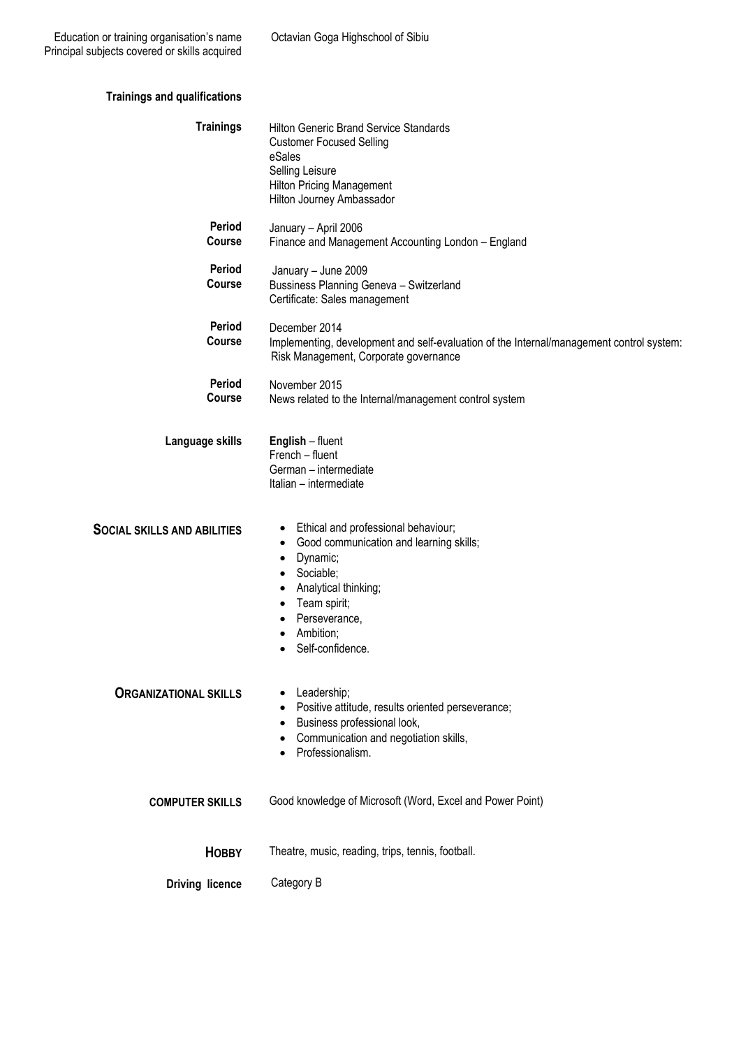Education or training organisation's name — Octavian Goga Highschool of Sibiu

Principal subjects covered or skills acquired

## Trainings and qualifications

**Trainings**

Hilton Generic Brand Service Standards
Customer Focused Selling
eSales
Selling Leisure
Hilton Pricing Management
Hilton Journey Ambassador

**Period** January – April 2006
**Course** Finance and Management Accounting London – England

**Period** January – June 2009
**Course** Bussiness Planning Geneva – Switzerland
Certificate: Sales management

**Period** December 2014
**Course** Implementing, development and self-evaluation of the Internal/management control system: Risk Management, Corporate governance

**Period** November 2015
**Course** News related to the Internal/management control system

**Language skills**

**English** – fluent
French – fluent
German – intermediate
Italian – intermediate

## Social skills and abilities

- Ethical and professional behaviour;
- Good communication and learning skills;
- Dynamic;
- Sociable;
- Analytical thinking;
- Team spirit;
- Perseverance,
- Ambition;
- Self-confidence.

## Organizational skills

- Leadership;
- Positive attitude, results oriented perseverance;
- Business professional look,
- Communication and negotiation skills,
- Professionalism.

## Computer skills

Good knowledge of Microsoft (Word, Excel and Power Point)

## Hobby

Theatre, music, reading, trips, tennis, football.

**Driving licence** Category B